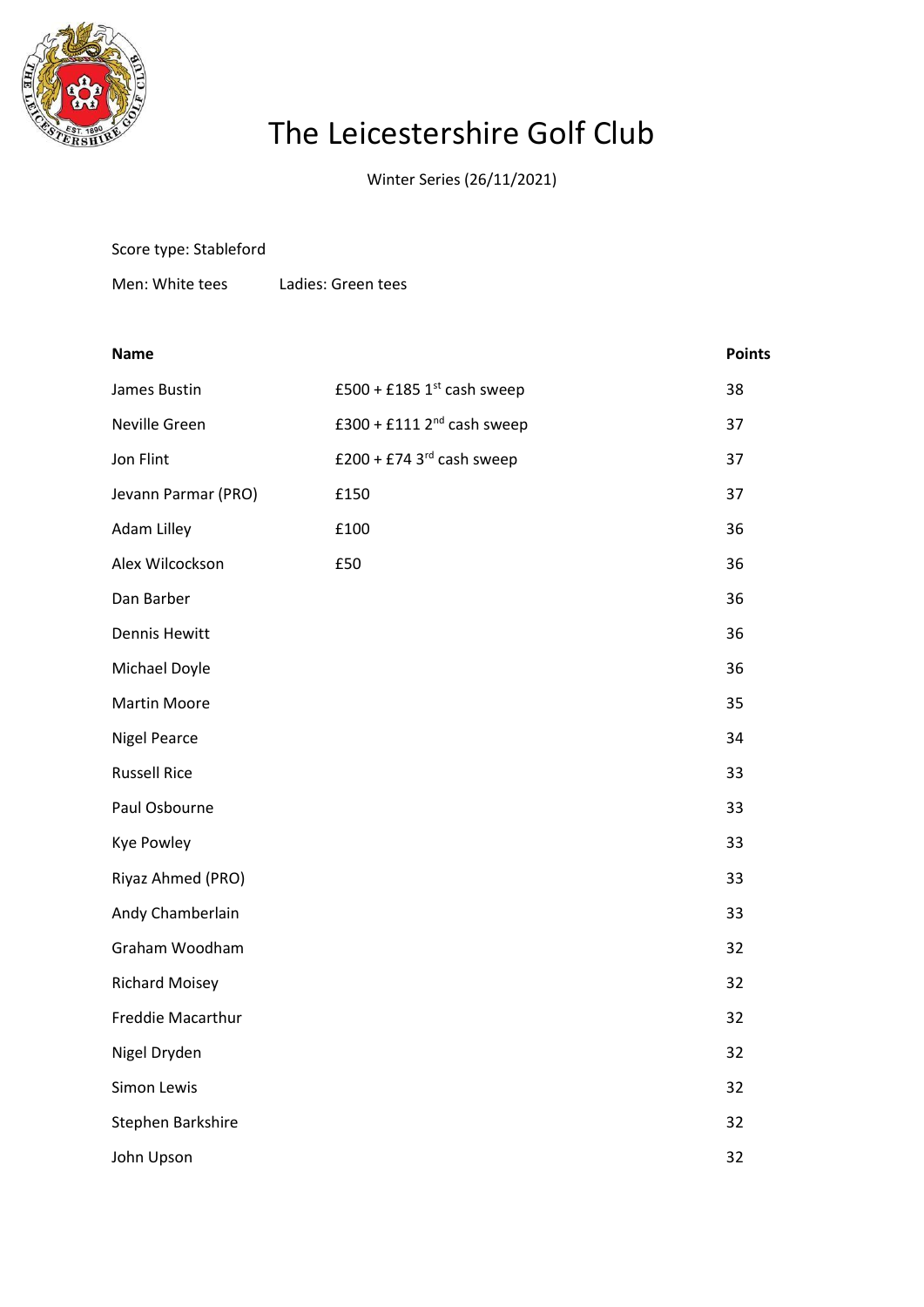# The Leicestershire Golf Club

Winter Series (26/11/2021)

Score type: Stableford

Men: White tees Ladies: Green tees

| Name | | Points |
|---|---|---|
| James Bustin | £500 + £185 1st cash sweep | 38 |
| Neville Green | £300 + £111 2nd cash sweep | 37 |
| Jon Flint | £200 + £74 3rd cash sweep | 37 |
| Jevann Parmar (PRO) | £150 | 37 |
| Adam Lilley | £100 | 36 |
| Alex Wilcockson | £50 | 36 |
| Dan Barber | | 36 |
| Dennis Hewitt | | 36 |
| Michael Doyle | | 36 |
| Martin Moore | | 35 |
| Nigel Pearce | | 34 |
| Russell Rice | | 33 |
| Paul Osbourne | | 33 |
| Kye Powley | | 33 |
| Riyaz Ahmed (PRO) | | 33 |
| Andy Chamberlain | | 33 |
| Graham Woodham | | 32 |
| Richard Moisey | | 32 |
| Freddie Macarthur | | 32 |
| Nigel Dryden | | 32 |
| Simon Lewis | | 32 |
| Stephen Barkshire | | 32 |
| John Upson | | 32 |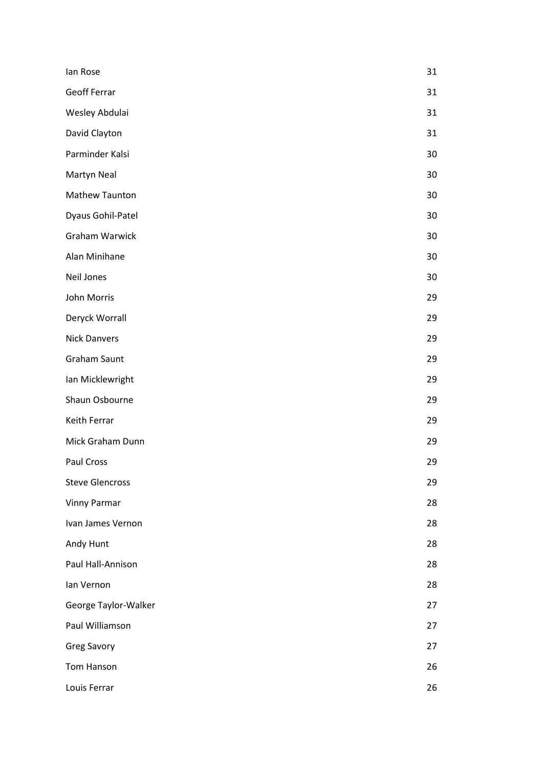| | |
|---|---|
| Ian Rose | 31 |
| Geoff Ferrar | 31 |
| Wesley Abdulai | 31 |
| David Clayton | 31 |
| Parminder Kalsi | 30 |
| Martyn Neal | 30 |
| Mathew Taunton | 30 |
| Dyaus Gohil-Patel | 30 |
| Graham Warwick | 30 |
| Alan Minihane | 30 |
| Neil Jones | 30 |
| John Morris | 29 |
| Deryck Worrall | 29 |
| Nick Danvers | 29 |
| Graham Saunt | 29 |
| Ian Micklewright | 29 |
| Shaun Osbourne | 29 |
| Keith Ferrar | 29 |
| Mick Graham Dunn | 29 |
| Paul Cross | 29 |
| Steve Glencross | 29 |
| Vinny Parmar | 28 |
| Ivan James Vernon | 28 |
| Andy Hunt | 28 |
| Paul Hall-Annison | 28 |
| Ian Vernon | 28 |
| George Taylor-Walker | 27 |
| Paul Williamson | 27 |
| Greg Savory | 27 |
| Tom Hanson | 26 |
| Louis Ferrar | 26 |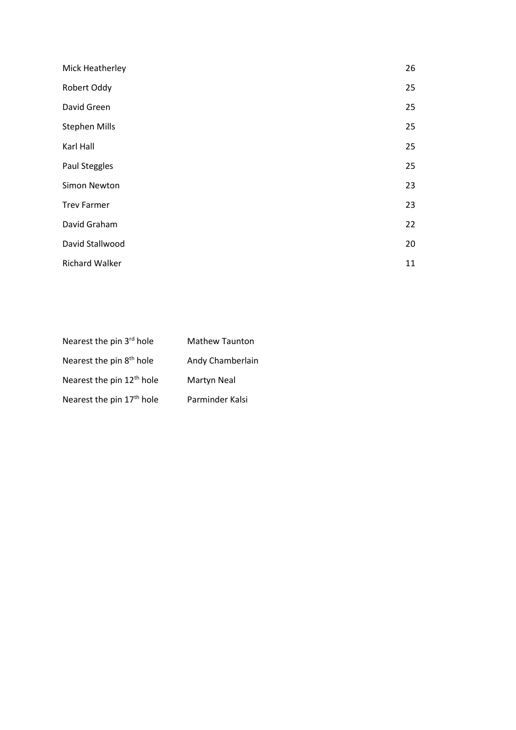| | |
|---|---|
| Mick Heatherley | 26 |
| Robert Oddy | 25 |
| David Green | 25 |
| Stephen Mills | 25 |
| Karl Hall | 25 |
| Paul Steggles | 25 |
| Simon Newton | 23 |
| Trev Farmer | 23 |
| David Graham | 22 |
| David Stallwood | 20 |
| Richard Walker | 11 |

| | |
|---|---|
| Nearest the pin 3rd hole | Mathew Taunton |
| Nearest the pin 8th hole | Andy Chamberlain |
| Nearest the pin 12th hole | Martyn Neal |
| Nearest the pin 17th hole | Parminder Kalsi |